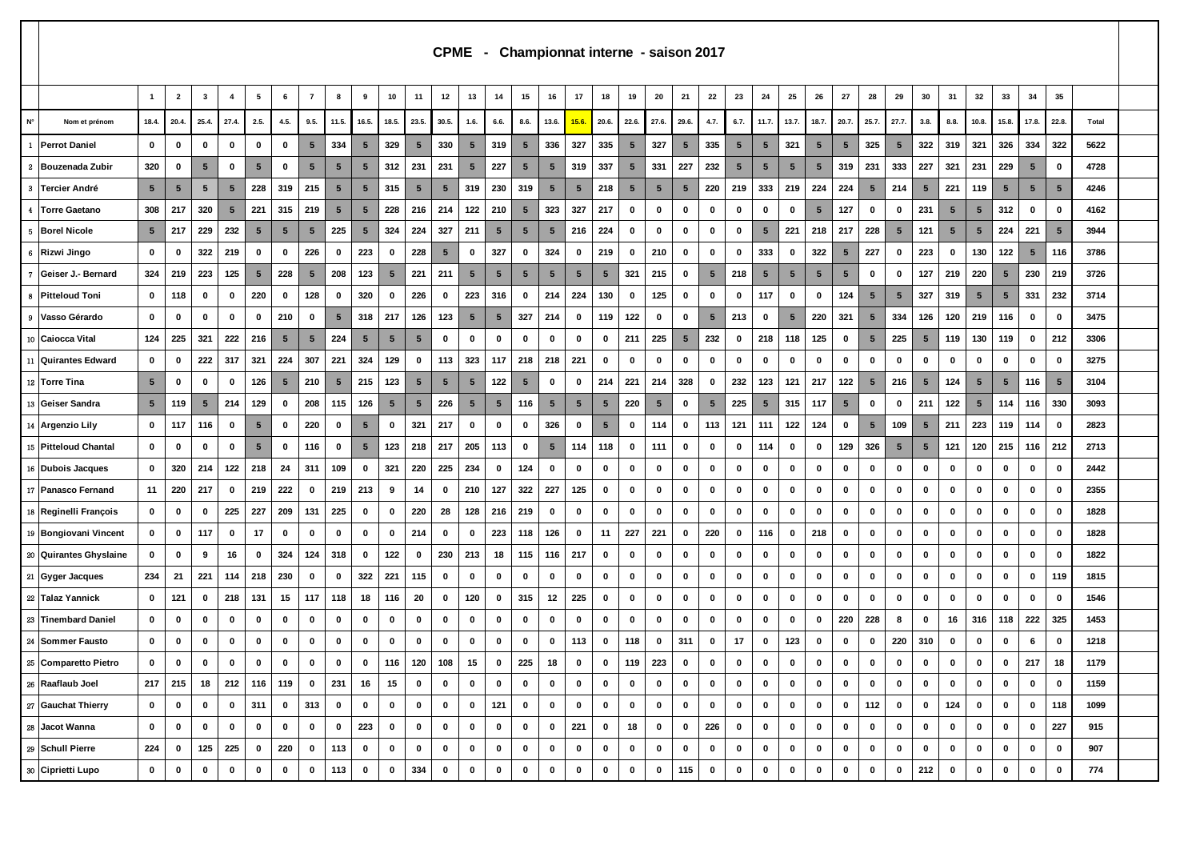# CPME - Championnat interne - saison 2017

| | | 1 | 2 | 3 | 4 | 5 | 6 | 7 | 8 | 9 | 10 | 11 | 12 | 13 | 14 | 15 | 16 | 17 | 18 | 19 | 20 | 21 | 22 | 23 | 24 | 25 | 26 | 27 | 28 | 29 | 30 | 31 | 32 | 33 | 34 | 35 | |
|---|---|---|---|---|---|---|---|---|---|---|---|---|---|---|---|---|---|---|---|---|---|---|---|---|---|---|---|---|---|---|---|---|---|---|---|---|---|
| N° | Nom et prénom | 18.4. | 20.4. | 25.4. | 27.4. | 2.5. | 4.5. | 9.5. | 11.5. | 16.5. | 18.5. | 23.5. | 30.5. | 1.6. | 6.6. | 8.6. | 13.6. | 15.6. | 20.6. | 22.6. | 27.6. | 29.6. | 4.7. | 6.7. | 11.7. | 13.7. | 18.7. | 20.7. | 25.7. | 27.7. | 3.8. | 8.8. | 10.8. | 15.8. | 17.8. | 22.8. | Total |
| 1 | Perrot Daniel | 0 | 0 | 0 | 0 | 0 | 0 | 5 | 334 | 5 | 329 | 5 | 330 | 5 | 319 | 5 | 336 | 327 | 335 | 5 | 327 | 5 | 335 | 5 | 5 | 321 | 5 | 5 | 325 | 5 | 322 | 319 | 321 | 326 | 334 | 322 | 5622 |
| 2 | Bouzenada Zubir | 320 | 0 | 5 | 0 | 5 | 0 | 5 | 5 | 5 | 312 | 231 | 231 | 5 | 227 | 5 | 5 | 319 | 337 | 5 | 331 | 227 | 232 | 5 | 5 | 5 | 5 | 319 | 231 | 333 | 227 | 321 | 231 | 229 | 5 | 0 | 4728 |
| 3 | Tercier André | 5 | 5 | 5 | 5 | 228 | 319 | 215 | 5 | 5 | 315 | 5 | 5 | 319 | 230 | 319 | 5 | 5 | 218 | 5 | 5 | 5 | 220 | 219 | 333 | 219 | 224 | 224 | 5 | 214 | 5 | 221 | 119 | 5 | 5 | 5 | 4246 |
| 4 | Torre Gaetano | 308 | 217 | 320 | 5 | 221 | 315 | 219 | 5 | 5 | 228 | 216 | 214 | 122 | 210 | 5 | 323 | 327 | 217 | 0 | 0 | 0 | 0 | 0 | 0 | 0 | 5 | 127 | 0 | 0 | 231 | 5 | 5 | 312 | 0 | 0 | 4162 |
| 5 | Borel Nicole | 5 | 217 | 229 | 232 | 5 | 5 | 5 | 225 | 5 | 324 | 224 | 327 | 211 | 5 | 5 | 5 | 216 | 224 | 0 | 0 | 0 | 0 | 0 | 5 | 221 | 218 | 217 | 228 | 5 | 121 | 5 | 5 | 224 | 221 | 5 | 3944 |
| 6 | Rizwi Jingo | 0 | 0 | 322 | 219 | 0 | 0 | 226 | 0 | 223 | 0 | 228 | 5 | 0 | 327 | 0 | 324 | 0 | 219 | 0 | 210 | 0 | 0 | 0 | 333 | 0 | 322 | 5 | 227 | 0 | 223 | 0 | 130 | 122 | 5 | 116 | 3786 |
| 7 | Geiser J.- Bernard | 324 | 219 | 223 | 125 | 5 | 228 | 5 | 208 | 123 | 5 | 221 | 211 | 5 | 5 | 5 | 5 | 5 | 5 | 321 | 215 | 0 | 5 | 218 | 5 | 5 | 5 | 5 | 0 | 0 | 127 | 219 | 220 | 5 | 230 | 219 | 3726 |
| 8 | Pitteloud Toni | 0 | 118 | 0 | 0 | 220 | 0 | 128 | 0 | 320 | 0 | 226 | 0 | 223 | 316 | 0 | 214 | 224 | 130 | 0 | 125 | 0 | 0 | 0 | 117 | 0 | 0 | 124 | 5 | 5 | 327 | 319 | 5 | 5 | 331 | 232 | 3714 |
| 9 | Vasso Gérardo | 0 | 0 | 0 | 0 | 0 | 210 | 0 | 5 | 318 | 217 | 126 | 123 | 5 | 5 | 327 | 214 | 0 | 119 | 122 | 0 | 0 | 5 | 213 | 0 | 5 | 220 | 321 | 5 | 334 | 126 | 120 | 219 | 116 | 0 | 0 | 3475 |
| 10 | Caiocca Vital | 124 | 225 | 321 | 222 | 216 | 5 | 5 | 224 | 5 | 5 | 5 | 0 | 0 | 0 | 0 | 0 | 0 | 0 | 211 | 225 | 5 | 232 | 0 | 218 | 118 | 125 | 0 | 5 | 225 | 5 | 119 | 130 | 119 | 0 | 212 | 3306 |
| 11 | Quirantes Edward | 0 | 0 | 222 | 317 | 321 | 224 | 307 | 221 | 324 | 129 | 0 | 113 | 323 | 117 | 218 | 218 | 221 | 0 | 0 | 0 | 0 | 0 | 0 | 0 | 0 | 0 | 0 | 0 | 0 | 0 | 0 | 0 | 0 | 0 | 0 | 3275 |
| 12 | Torre Tina | 5 | 0 | 0 | 0 | 126 | 5 | 210 | 5 | 215 | 123 | 5 | 5 | 5 | 122 | 5 | 0 | 0 | 214 | 221 | 214 | 328 | 0 | 232 | 123 | 121 | 217 | 122 | 5 | 216 | 5 | 124 | 5 | 5 | 116 | 5 | 3104 |
| 13 | Geiser Sandra | 5 | 119 | 5 | 214 | 129 | 0 | 208 | 115 | 126 | 5 | 5 | 226 | 5 | 5 | 116 | 5 | 5 | 5 | 220 | 5 | 0 | 5 | 225 | 5 | 315 | 117 | 5 | 0 | 0 | 211 | 122 | 5 | 114 | 116 | 330 | 3093 |
| 14 | Argenzio Lily | 0 | 117 | 116 | 0 | 5 | 0 | 220 | 0 | 5 | 0 | 321 | 217 | 0 | 0 | 0 | 326 | 0 | 5 | 0 | 114 | 0 | 113 | 121 | 111 | 122 | 124 | 0 | 5 | 109 | 5 | 211 | 223 | 119 | 114 | 0 | 2823 |
| 15 | Pitteloud Chantal | 0 | 0 | 0 | 0 | 5 | 0 | 116 | 0 | 5 | 123 | 218 | 217 | 205 | 113 | 0 | 5 | 114 | 118 | 0 | 111 | 0 | 0 | 0 | 114 | 0 | 0 | 129 | 326 | 5 | 5 | 121 | 120 | 215 | 116 | 212 | 2713 |
| 16 | Dubois Jacques | 0 | 320 | 214 | 122 | 218 | 24 | 311 | 109 | 0 | 321 | 220 | 225 | 234 | 0 | 124 | 0 | 0 | 0 | 0 | 0 | 0 | 0 | 0 | 0 | 0 | 0 | 0 | 0 | 0 | 0 | 0 | 0 | 0 | 0 | 0 | 2442 |
| 17 | Panasco Fernand | 11 | 220 | 217 | 0 | 219 | 222 | 0 | 219 | 213 | 9 | 14 | 0 | 210 | 127 | 322 | 227 | 125 | 0 | 0 | 0 | 0 | 0 | 0 | 0 | 0 | 0 | 0 | 0 | 0 | 0 | 0 | 0 | 0 | 0 | 0 | 2355 |
| 18 | Reginelli François | 0 | 0 | 0 | 225 | 227 | 209 | 131 | 225 | 0 | 0 | 220 | 28 | 128 | 216 | 219 | 0 | 0 | 0 | 0 | 0 | 0 | 0 | 0 | 0 | 0 | 0 | 0 | 0 | 0 | 0 | 0 | 0 | 0 | 0 | 0 | 1828 |
| 19 | Bongiovani Vincent | 0 | 0 | 117 | 0 | 17 | 0 | 0 | 0 | 0 | 0 | 214 | 0 | 0 | 223 | 118 | 126 | 0 | 11 | 227 | 221 | 0 | 220 | 0 | 116 | 0 | 218 | 0 | 0 | 0 | 0 | 0 | 0 | 0 | 0 | 0 | 1828 |
| 20 | Quirantes Ghyslaine | 0 | 0 | 9 | 16 | 0 | 324 | 124 | 318 | 0 | 122 | 0 | 230 | 213 | 18 | 115 | 116 | 217 | 0 | 0 | 0 | 0 | 0 | 0 | 0 | 0 | 0 | 0 | 0 | 0 | 0 | 0 | 0 | 0 | 0 | 0 | 1822 |
| 21 | Gyger Jacques | 234 | 21 | 221 | 114 | 218 | 230 | 0 | 0 | 322 | 221 | 115 | 0 | 0 | 0 | 0 | 0 | 0 | 0 | 0 | 0 | 0 | 0 | 0 | 0 | 0 | 0 | 0 | 0 | 0 | 0 | 0 | 0 | 0 | 0 | 119 | 1815 |
| 22 | Talaz Yannick | 0 | 121 | 0 | 218 | 131 | 15 | 117 | 118 | 18 | 116 | 20 | 0 | 120 | 0 | 315 | 12 | 225 | 0 | 0 | 0 | 0 | 0 | 0 | 0 | 0 | 0 | 0 | 0 | 0 | 0 | 0 | 0 | 0 | 0 | 0 | 1546 |
| 23 | Tinembard Daniel | 0 | 0 | 0 | 0 | 0 | 0 | 0 | 0 | 0 | 0 | 0 | 0 | 0 | 0 | 0 | 0 | 0 | 0 | 0 | 0 | 0 | 0 | 0 | 0 | 0 | 0 | 220 | 228 | 8 | 0 | 16 | 316 | 118 | 222 | 325 | 1453 |
| 24 | Sommer Fausto | 0 | 0 | 0 | 0 | 0 | 0 | 0 | 0 | 0 | 0 | 0 | 0 | 0 | 0 | 0 | 0 | 113 | 0 | 118 | 0 | 311 | 0 | 17 | 0 | 123 | 0 | 0 | 0 | 220 | 310 | 0 | 0 | 0 | 6 | 0 | 1218 |
| 25 | Comparetto Pietro | 0 | 0 | 0 | 0 | 0 | 0 | 0 | 0 | 0 | 116 | 120 | 108 | 15 | 0 | 225 | 18 | 0 | 0 | 119 | 223 | 0 | 0 | 0 | 0 | 0 | 0 | 0 | 0 | 0 | 0 | 0 | 0 | 0 | 217 | 18 | 1179 |
| 26 | Raaflaub Joel | 217 | 215 | 18 | 212 | 116 | 119 | 0 | 231 | 16 | 15 | 0 | 0 | 0 | 0 | 0 | 0 | 0 | 0 | 0 | 0 | 0 | 0 | 0 | 0 | 0 | 0 | 0 | 0 | 0 | 0 | 0 | 0 | 0 | 0 | 0 | 1159 |
| 27 | Gauchat Thierry | 0 | 0 | 0 | 0 | 311 | 0 | 313 | 0 | 0 | 0 | 0 | 0 | 0 | 121 | 0 | 0 | 0 | 0 | 0 | 0 | 0 | 0 | 0 | 0 | 0 | 0 | 0 | 112 | 0 | 0 | 124 | 0 | 0 | 0 | 118 | 1099 |
| 28 | Jacot Wanna | 0 | 0 | 0 | 0 | 0 | 0 | 0 | 0 | 223 | 0 | 0 | 0 | 0 | 0 | 0 | 0 | 221 | 0 | 18 | 0 | 0 | 226 | 0 | 0 | 0 | 0 | 0 | 0 | 0 | 0 | 0 | 0 | 0 | 0 | 227 | 915 |
| 29 | Schull Pierre | 224 | 0 | 125 | 225 | 0 | 220 | 0 | 113 | 0 | 0 | 0 | 0 | 0 | 0 | 0 | 0 | 0 | 0 | 0 | 0 | 0 | 0 | 0 | 0 | 0 | 0 | 0 | 0 | 0 | 0 | 0 | 0 | 0 | 0 | 0 | 907 |
| 30 | Ciprietti Lupo | 0 | 0 | 0 | 0 | 0 | 0 | 0 | 113 | 0 | 0 | 334 | 0 | 0 | 0 | 0 | 0 | 0 | 0 | 0 | 0 | 115 | 0 | 0 | 0 | 0 | 0 | 0 | 0 | 0 | 212 | 0 | 0 | 0 | 0 | 0 | 774 |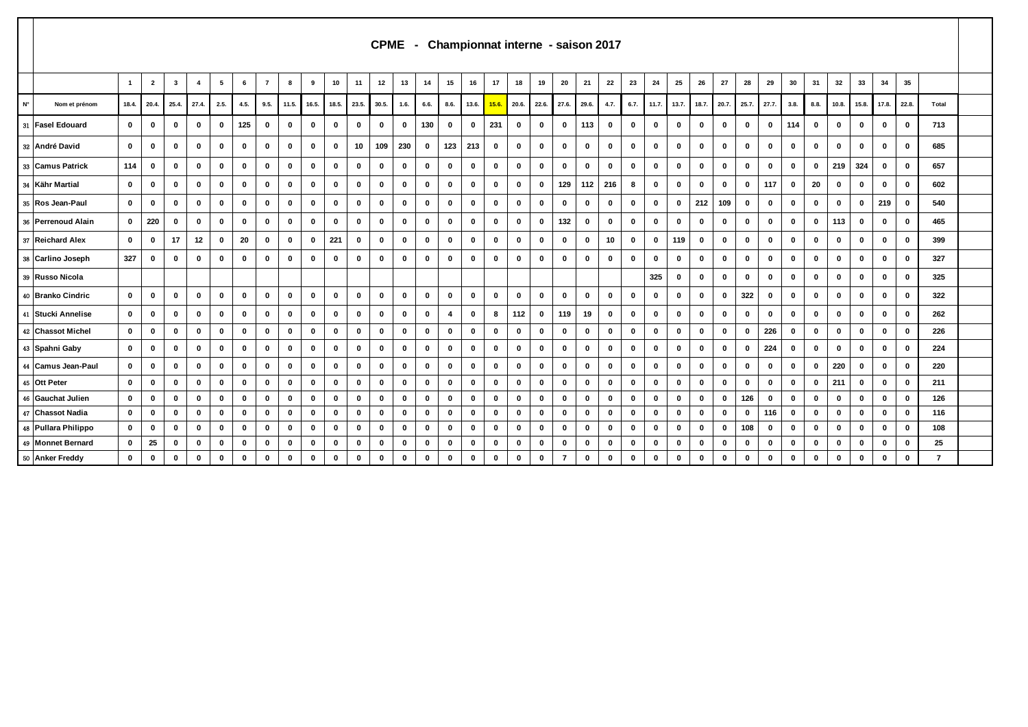# CPME - Championnat interne - saison 2017

| | | 1 | 2 | 3 | 4 | 5 | 6 | 7 | 8 | 9 | 10 | 11 | 12 | 13 | 14 | 15 | 16 | 17 | 18 | 19 | 20 | 21 | 22 | 23 | 24 | 25 | 26 | 27 | 28 | 29 | 30 | 31 | 32 | 33 | 34 | 35 | |
|---|---|---|---|---|---|---|---|---|---|---|---|---|---|---|---|---|---|---|---|---|---|---|---|---|---|---|---|---|---|---|---|---|---|---|---|---|---|
| N° | Nom et prénom | 18.4. | 20.4. | 25.4. | 27.4. | 2.5. | 4.5. | 9.5. | 11.5. | 16.5. | 18.5. | 23.5. | 30.5. | 1.6. | 6.6. | 8.6. | 13.6. | 15.6. | 20.6. | 22.6. | 27.6. | 29.6. | 4.7. | 6.7. | 11.7. | 13.7. | 18.7. | 20.7. | 25.7. | 27.7. | 3.8. | 8.8. | 10.8. | 15.8. | 17.8. | 22.8. | Total |
| 31 | **Fasel Edouard** | 0 | 0 | 0 | 0 | 0 | 125 | 0 | 0 | 0 | 0 | 0 | 0 | 0 | 130 | 0 | 0 | 231 | 0 | 0 | 0 | 113 | 0 | 0 | 0 | 0 | 0 | 0 | 0 | 0 | 114 | 0 | 0 | 0 | 0 | 0 | 713 |
| 32 | **André David** | 0 | 0 | 0 | 0 | 0 | 0 | 0 | 0 | 0 | 0 | 10 | 109 | 230 | 0 | 123 | 213 | 0 | 0 | 0 | 0 | 0 | 0 | 0 | 0 | 0 | 0 | 0 | 0 | 0 | 0 | 0 | 0 | 0 | 0 | 0 | 685 |
| 33 | **Camus Patrick** | 114 | 0 | 0 | 0 | 0 | 0 | 0 | 0 | 0 | 0 | 0 | 0 | 0 | 0 | 0 | 0 | 0 | 0 | 0 | 0 | 0 | 0 | 0 | 0 | 0 | 0 | 0 | 0 | 0 | 0 | 0 | 219 | 324 | 0 | 0 | 657 |
| 34 | **Kähr Martial** | 0 | 0 | 0 | 0 | 0 | 0 | 0 | 0 | 0 | 0 | 0 | 0 | 0 | 0 | 0 | 0 | 0 | 0 | 0 | 129 | 112 | 216 | 8 | 0 | 0 | 0 | 0 | 0 | 117 | 0 | 20 | 0 | 0 | 0 | 0 | 602 |
| 35 | **Ros Jean-Paul** | 0 | 0 | 0 | 0 | 0 | 0 | 0 | 0 | 0 | 0 | 0 | 0 | 0 | 0 | 0 | 0 | 0 | 0 | 0 | 0 | 0 | 0 | 0 | 0 | 0 | 212 | 109 | 0 | 0 | 0 | 0 | 0 | 0 | 219 | 0 | 540 |
| 36 | **Perrenoud Alain** | 0 | 220 | 0 | 0 | 0 | 0 | 0 | 0 | 0 | 0 | 0 | 0 | 0 | 0 | 0 | 0 | 0 | 0 | 0 | 132 | 0 | 0 | 0 | 0 | 0 | 0 | 0 | 0 | 0 | 0 | 0 | 113 | 0 | 0 | 0 | 465 |
| 37 | **Reichard Alex** | 0 | 0 | 17 | 12 | 0 | 20 | 0 | 0 | 0 | 221 | 0 | 0 | 0 | 0 | 0 | 0 | 0 | 0 | 0 | 0 | 0 | 10 | 0 | 0 | 119 | 0 | 0 | 0 | 0 | 0 | 0 | 0 | 0 | 0 | 0 | 399 |
| 38 | **Carlino Joseph** | 327 | 0 | 0 | 0 | 0 | 0 | 0 | 0 | 0 | 0 | 0 | 0 | 0 | 0 | 0 | 0 | 0 | 0 | 0 | 0 | 0 | 0 | 0 | 0 | 0 | 0 | 0 | 0 | 0 | 0 | 0 | 0 | 0 | 0 | 0 | 327 |
| 39 | **Russo Nicola** | | | | | | | | | | | | | | | | | | | | | | | | 325 | 0 | 0 | 0 | 0 | 0 | 0 | 0 | 0 | 0 | 0 | 0 | 325 |
| 40 | **Branko Cindric** | 0 | 0 | 0 | 0 | 0 | 0 | 0 | 0 | 0 | 0 | 0 | 0 | 0 | 0 | 0 | 0 | 0 | 0 | 0 | 0 | 0 | 0 | 0 | 0 | 0 | 0 | 0 | 322 | 0 | 0 | 0 | 0 | 0 | 0 | 0 | 322 |
| 41 | **Stucki Annelise** | 0 | 0 | 0 | 0 | 0 | 0 | 0 | 0 | 0 | 0 | 0 | 0 | 0 | 0 | 4 | 0 | 8 | 112 | 0 | 119 | 19 | 0 | 0 | 0 | 0 | 0 | 0 | 0 | 0 | 0 | 0 | 0 | 0 | 0 | 0 | 262 |
| 42 | **Chassot Michel** | 0 | 0 | 0 | 0 | 0 | 0 | 0 | 0 | 0 | 0 | 0 | 0 | 0 | 0 | 0 | 0 | 0 | 0 | 0 | 0 | 0 | 0 | 0 | 0 | 0 | 0 | 0 | 0 | 226 | 0 | 0 | 0 | 0 | 0 | 0 | 226 |
| 43 | **Spahni Gaby** | 0 | 0 | 0 | 0 | 0 | 0 | 0 | 0 | 0 | 0 | 0 | 0 | 0 | 0 | 0 | 0 | 0 | 0 | 0 | 0 | 0 | 0 | 0 | 0 | 0 | 0 | 0 | 0 | 224 | 0 | 0 | 0 | 0 | 0 | 0 | 224 |
| 44 | **Camus Jean-Paul** | 0 | 0 | 0 | 0 | 0 | 0 | 0 | 0 | 0 | 0 | 0 | 0 | 0 | 0 | 0 | 0 | 0 | 0 | 0 | 0 | 0 | 0 | 0 | 0 | 0 | 0 | 0 | 0 | 0 | 0 | 0 | 220 | 0 | 0 | 0 | 220 |
| 45 | **Ott Peter** | 0 | 0 | 0 | 0 | 0 | 0 | 0 | 0 | 0 | 0 | 0 | 0 | 0 | 0 | 0 | 0 | 0 | 0 | 0 | 0 | 0 | 0 | 0 | 0 | 0 | 0 | 0 | 0 | 0 | 0 | 0 | 211 | 0 | 0 | 0 | 211 |
| 46 | **Gauchat Julien** | 0 | 0 | 0 | 0 | 0 | 0 | 0 | 0 | 0 | 0 | 0 | 0 | 0 | 0 | 0 | 0 | 0 | 0 | 0 | 0 | 0 | 0 | 0 | 0 | 0 | 0 | 0 | 126 | 0 | 0 | 0 | 0 | 0 | 0 | 0 | 126 |
| 47 | **Chassot Nadia** | 0 | 0 | 0 | 0 | 0 | 0 | 0 | 0 | 0 | 0 | 0 | 0 | 0 | 0 | 0 | 0 | 0 | 0 | 0 | 0 | 0 | 0 | 0 | 0 | 0 | 0 | 0 | 0 | 116 | 0 | 0 | 0 | 0 | 0 | 0 | 116 |
| 48 | **Pullara Philippo** | 0 | 0 | 0 | 0 | 0 | 0 | 0 | 0 | 0 | 0 | 0 | 0 | 0 | 0 | 0 | 0 | 0 | 0 | 0 | 0 | 0 | 0 | 0 | 0 | 0 | 0 | 0 | 108 | 0 | 0 | 0 | 0 | 0 | 0 | 0 | 108 |
| 49 | **Monnet Bernard** | 0 | 25 | 0 | 0 | 0 | 0 | 0 | 0 | 0 | 0 | 0 | 0 | 0 | 0 | 0 | 0 | 0 | 0 | 0 | 0 | 0 | 0 | 0 | 0 | 0 | 0 | 0 | 0 | 0 | 0 | 0 | 0 | 0 | 0 | 0 | 25 |
| 50 | **Anker Freddy** | 0 | 0 | 0 | 0 | 0 | 0 | 0 | 0 | 0 | 0 | 0 | 0 | 0 | 0 | 0 | 0 | 0 | 0 | 0 | 7 | 0 | 0 | 0 | 0 | 0 | 0 | 0 | 0 | 0 | 0 | 0 | 0 | 0 | 0 | 0 | 7 |